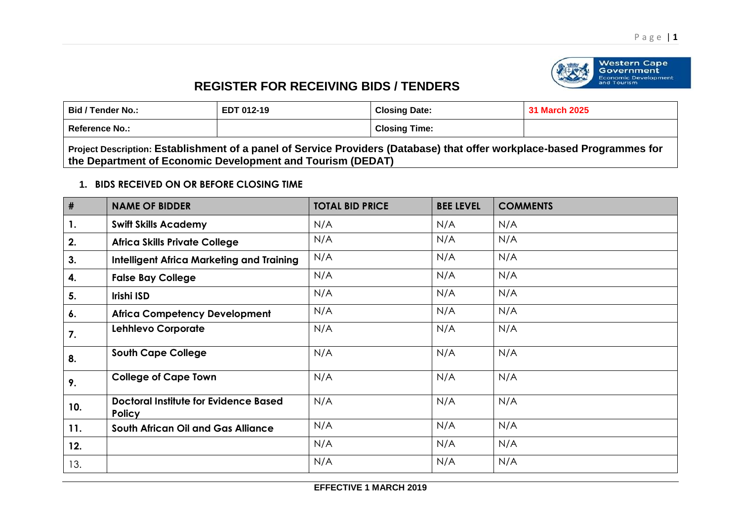Western Cape Government
Economic Development and Tourism

# REGISTER FOR RECEIVING BIDS / TENDERS

| Bid / Tender No.: | EDT 012-19 | Closing Date: | 31 March 2025 |
|---|---|---|---|
| Reference No.: | | Closing Time: | |

**Project Description: Establishment of a panel of Service Providers (Database) that offer workplace-based Programmes for the Department of Economic Development and Tourism (DEDAT)**

## 1. BIDS RECEIVED ON OR BEFORE CLOSING TIME

| # | NAME OF BIDDER | TOTAL BID PRICE | BEE LEVEL | COMMENTS |
|---|---|---|---|---|
| 1. | Swift Skills Academy | N/A | N/A | N/A |
| 2. | Africa Skills Private College | N/A | N/A | N/A |
| 3. | Intelligent Africa Marketing and Training | N/A | N/A | N/A |
| 4. | False Bay College | N/A | N/A | N/A |
| 5. | Irishi ISD | N/A | N/A | N/A |
| 6. | Africa Competency Development | N/A | N/A | N/A |
| 7. | Lehhlevo Corporate | N/A | N/A | N/A |
| 8. | South Cape College | N/A | N/A | N/A |
| 9. | College of Cape Town | N/A | N/A | N/A |
| 10. | Doctoral Institute for Evidence Based Policy | N/A | N/A | N/A |
| 11. | South African Oil and Gas Alliance | N/A | N/A | N/A |
| 12. | | N/A | N/A | N/A |
| 13. | | N/A | N/A | N/A |

EFFECTIVE 1 MARCH 2019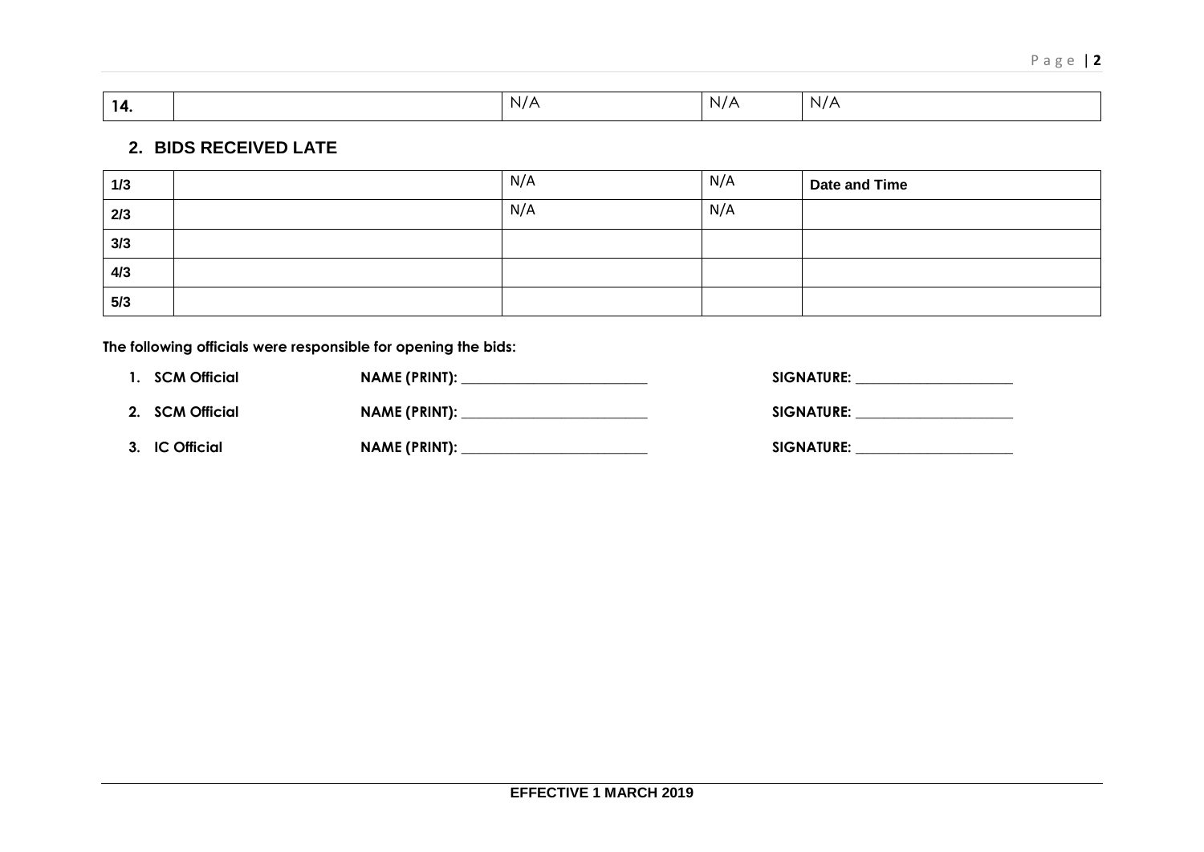| | | | | |
|---|---|---|---|---|
| **14.** | | N/A | N/A | N/A |

## 2. BIDS RECEIVED LATE

| | | | | |
|---|---|---|---|---|
| **1/3** | | N/A | N/A | **Date and Time** |
| **2/3** | | N/A | N/A | |
| **3/3** | | | | |
| **4/3** | | | | |
| **5/3** | | | | |

**The following officials were responsible for opening the bids:**

1. **SCM Official** **NAME (PRINT):** ______________________ **SIGNATURE:** ____________________
2. **SCM Official** **NAME (PRINT):** ______________________ **SIGNATURE:** ____________________
3. **IC Official** **NAME (PRINT):** ______________________ **SIGNATURE:** ____________________

**EFFECTIVE 1 MARCH 2019**